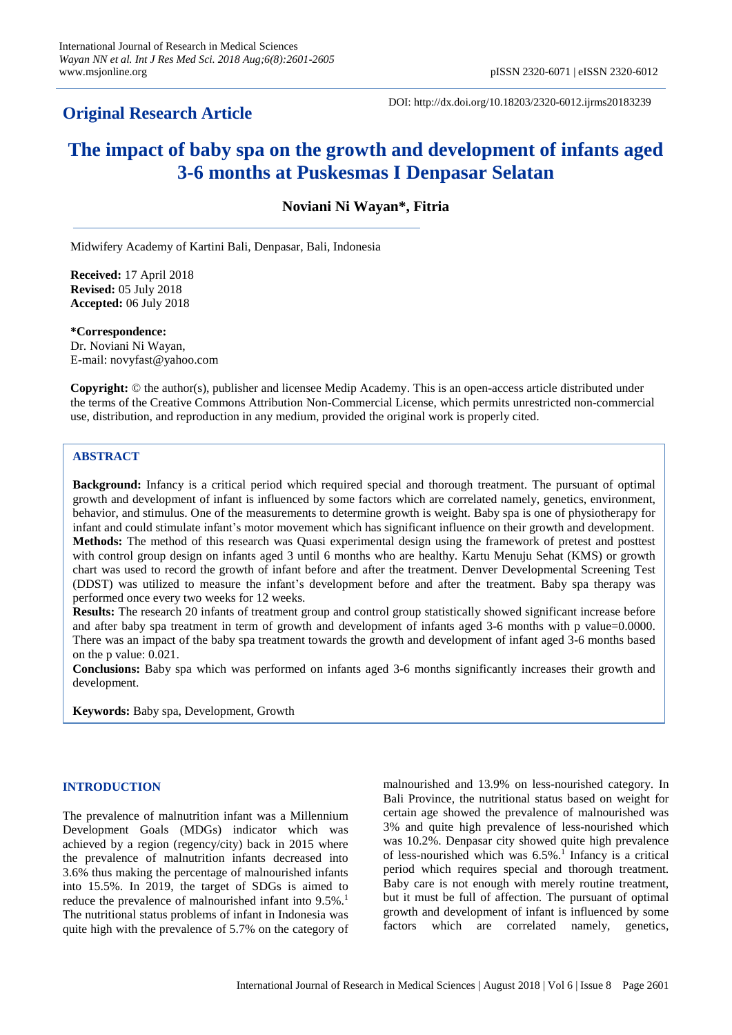**Original Research Article**

DOI: http://dx.doi.org/10.18203/2320-6012.ijrms20183239

# The impact of baby spa on the growth and development of infants aged 3-6 months at Puskesmas I Denpasar Selatan

**Noviani Ni Wayan\*, Fitria**

Midwifery Academy of Kartini Bali, Denpasar, Bali, Indonesia

**Received:** 17 April 2018
**Revised:** 05 July 2018
**Accepted:** 06 July 2018

**\*Correspondence:**
Dr. Noviani Ni Wayan,
E-mail: novyfast@yahoo.com

**Copyright:** © the author(s), publisher and licensee Medip Academy. This is an open-access article distributed under the terms of the Creative Commons Attribution Non-Commercial License, which permits unrestricted non-commercial use, distribution, and reproduction in any medium, provided the original work is properly cited.

## ABSTRACT

**Background:** Infancy is a critical period which required special and thorough treatment. The pursuant of optimal growth and development of infant is influenced by some factors which are correlated namely, genetics, environment, behavior, and stimulus. One of the measurements to determine growth is weight. Baby spa is one of physiotherapy for infant and could stimulate infant's motor movement which has significant influence on their growth and development.
**Methods:** The method of this research was Quasi experimental design using the framework of pretest and posttest with control group design on infants aged 3 until 6 months who are healthy. Kartu Menuju Sehat (KMS) or growth chart was used to record the growth of infant before and after the treatment. Denver Developmental Screening Test (DDST) was utilized to measure the infant's development before and after the treatment. Baby spa therapy was performed once every two weeks for 12 weeks.
**Results:** The research 20 infants of treatment group and control group statistically showed significant increase before and after baby spa treatment in term of growth and development of infants aged 3-6 months with p value=0.0000. There was an impact of the baby spa treatment towards the growth and development of infant aged 3-6 months based on the p value: 0.021.
**Conclusions:** Baby spa which was performed on infants aged 3-6 months significantly increases their growth and development.

**Keywords:** Baby spa, Development, Growth

## INTRODUCTION

The prevalence of malnutrition infant was a Millennium Development Goals (MDGs) indicator which was achieved by a region (regency/city) back in 2015 where the prevalence of malnutrition infants decreased into 3.6% thus making the percentage of malnourished infants into 15.5%. In 2019, the target of SDGs is aimed to reduce the prevalence of malnourished infant into 9.5%.[1] The nutritional status problems of infant in Indonesia was quite high with the prevalence of 5.7% on the category of malnourished and 13.9% on less-nourished category. In Bali Province, the nutritional status based on weight for certain age showed the prevalence of malnourished was 3% and quite high prevalence of less-nourished which was 10.2%. Denpasar city showed quite high prevalence of less-nourished which was 6.5%.[1] Infancy is a critical period which requires special and thorough treatment. Baby care is not enough with merely routine treatment, but it must be full of affection. The pursuant of optimal growth and development of infant is influenced by some factors which are correlated namely, genetics,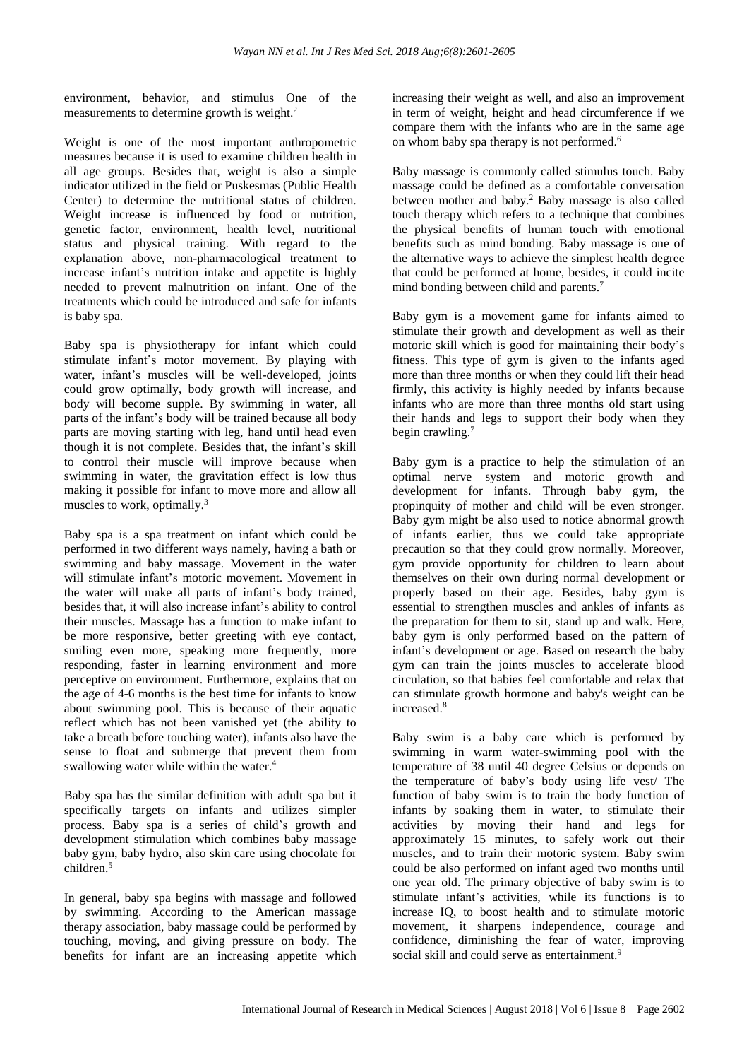environment, behavior, and stimulus One of the measurements to determine growth is weight.[2]

Weight is one of the most important anthropometric measures because it is used to examine children health in all age groups. Besides that, weight is also a simple indicator utilized in the field or Puskesmas (Public Health Center) to determine the nutritional status of children. Weight increase is influenced by food or nutrition, genetic factor, environment, health level, nutritional status and physical training. With regard to the explanation above, non-pharmacological treatment to increase infant's nutrition intake and appetite is highly needed to prevent malnutrition on infant. One of the treatments which could be introduced and safe for infants is baby spa.

Baby spa is physiotherapy for infant which could stimulate infant's motor movement. By playing with water, infant's muscles will be well-developed, joints could grow optimally, body growth will increase, and body will become supple. By swimming in water, all parts of the infant's body will be trained because all body parts are moving starting with leg, hand until head even though it is not complete. Besides that, the infant's skill to control their muscle will improve because when swimming in water, the gravitation effect is low thus making it possible for infant to move more and allow all muscles to work, optimally.[3]

Baby spa is a spa treatment on infant which could be performed in two different ways namely, having a bath or swimming and baby massage. Movement in the water will stimulate infant's motoric movement. Movement in the water will make all parts of infant's body trained, besides that, it will also increase infant's ability to control their muscles. Massage has a function to make infant to be more responsive, better greeting with eye contact, smiling even more, speaking more frequently, more responding, faster in learning environment and more perceptive on environment. Furthermore, explains that on the age of 4-6 months is the best time for infants to know about swimming pool. This is because of their aquatic reflect which has not been vanished yet (the ability to take a breath before touching water), infants also have the sense to float and submerge that prevent them from swallowing water while within the water.[4]

Baby spa has the similar definition with adult spa but it specifically targets on infants and utilizes simpler process. Baby spa is a series of child's growth and development stimulation which combines baby massage baby gym, baby hydro, also skin care using chocolate for children.[5]

In general, baby spa begins with massage and followed by swimming. According to the American massage therapy association, baby massage could be performed by touching, moving, and giving pressure on body. The benefits for infant are an increasing appetite which increasing their weight as well, and also an improvement in term of weight, height and head circumference if we compare them with the infants who are in the same age on whom baby spa therapy is not performed.[6]

Baby massage is commonly called stimulus touch. Baby massage could be defined as a comfortable conversation between mother and baby.[2] Baby massage is also called touch therapy which refers to a technique that combines the physical benefits of human touch with emotional benefits such as mind bonding. Baby massage is one of the alternative ways to achieve the simplest health degree that could be performed at home, besides, it could incite mind bonding between child and parents.[7]

Baby gym is a movement game for infants aimed to stimulate their growth and development as well as their motoric skill which is good for maintaining their body's fitness. This type of gym is given to the infants aged more than three months or when they could lift their head firmly, this activity is highly needed by infants because infants who are more than three months old start using their hands and legs to support their body when they begin crawling.[7]

Baby gym is a practice to help the stimulation of an optimal nerve system and motoric growth and development for infants. Through baby gym, the propinquity of mother and child will be even stronger. Baby gym might be also used to notice abnormal growth of infants earlier, thus we could take appropriate precaution so that they could grow normally. Moreover, gym provide opportunity for children to learn about themselves on their own during normal development or properly based on their age. Besides, baby gym is essential to strengthen muscles and ankles of infants as the preparation for them to sit, stand up and walk. Here, baby gym is only performed based on the pattern of infant's development or age. Based on research the baby gym can train the joints muscles to accelerate blood circulation, so that babies feel comfortable and relax that can stimulate growth hormone and baby's weight can be increased.[8]

Baby swim is a baby care which is performed by swimming in warm water-swimming pool with the temperature of 38 until 40 degree Celsius or depends on the temperature of baby's body using life vest/ The function of baby swim is to train the body function of infants by soaking them in water, to stimulate their activities by moving their hand and legs for approximately 15 minutes, to safely work out their muscles, and to train their motoric system. Baby swim could be also performed on infant aged two months until one year old. The primary objective of baby swim is to stimulate infant's activities, while its functions is to increase IQ, to boost health and to stimulate motoric movement, it sharpens independence, courage and confidence, diminishing the fear of water, improving social skill and could serve as entertainment.[9]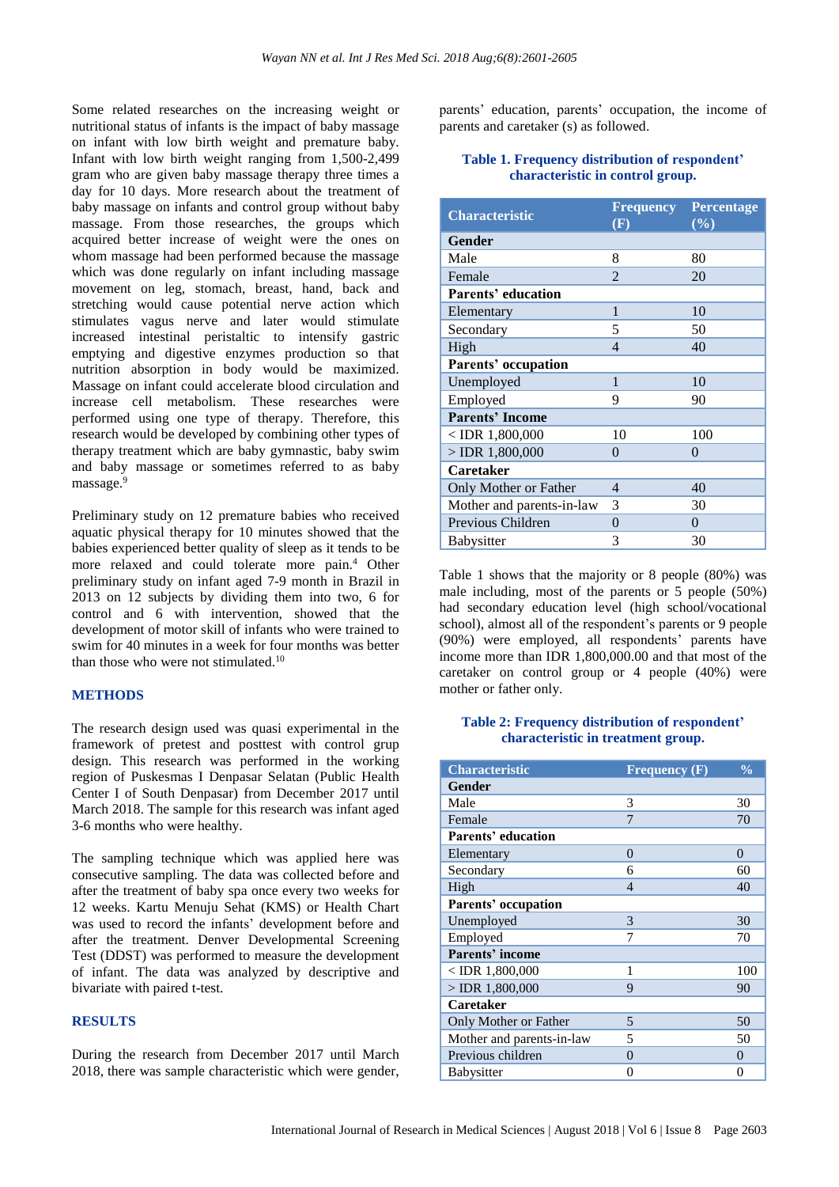Some related researches on the increasing weight or nutritional status of infants is the impact of baby massage on infant with low birth weight and premature baby. Infant with low birth weight ranging from 1,500-2,499 gram who are given baby massage therapy three times a day for 10 days. More research about the treatment of baby massage on infants and control group without baby massage. From those researches, the groups which acquired better increase of weight were the ones on whom massage had been performed because the massage which was done regularly on infant including massage movement on leg, stomach, breast, hand, back and stretching would cause potential nerve action which stimulates vagus nerve and later would stimulate increased intestinal peristaltic to intensify gastric emptying and digestive enzymes production so that nutrition absorption in body would be maximized. Massage on infant could accelerate blood circulation and increase cell metabolism. These researches were performed using one type of therapy. Therefore, this research would be developed by combining other types of therapy treatment which are baby gymnastic, baby swim and baby massage or sometimes referred to as baby massage.[9]

Preliminary study on 12 premature babies who received aquatic physical therapy for 10 minutes showed that the babies experienced better quality of sleep as it tends to be more relaxed and could tolerate more pain.[4] Other preliminary study on infant aged 7-9 month in Brazil in 2013 on 12 subjects by dividing them into two, 6 for control and 6 with intervention, showed that the development of motor skill of infants who were trained to swim for 40 minutes in a week for four months was better than those who were not stimulated.[10]

## METHODS

The research design used was quasi experimental in the framework of pretest and posttest with control grup design. This research was performed in the working region of Puskesmas I Denpasar Selatan (Public Health Center I of South Denpasar) from December 2017 until March 2018. The sample for this research was infant aged 3-6 months who were healthy.

The sampling technique which was applied here was consecutive sampling. The data was collected before and after the treatment of baby spa once every two weeks for 12 weeks. Kartu Menuju Sehat (KMS) or Health Chart was used to record the infants' development before and after the treatment. Denver Developmental Screening Test (DDST) was performed to measure the development of infant. The data was analyzed by descriptive and bivariate with paired t-test.

## RESULTS

During the research from December 2017 until March 2018, there was sample characteristic which were gender, parents' education, parents' occupation, the income of parents and caretaker (s) as followed.

**Table 1. Frequency distribution of respondent' characteristic in control group.**

| Characteristic | Frequency (F) | Percentage (%) |
|---|---|---|
| **Gender** | | |
| Male | 8 | 80 |
| Female | 2 | 20 |
| **Parents' education** | | |
| Elementary | 1 | 10 |
| Secondary | 5 | 50 |
| High | 4 | 40 |
| **Parents' occupation** | | |
| Unemployed | 1 | 10 |
| Employed | 9 | 90 |
| **Parents' Income** | | |
| < IDR 1,800,000 | 10 | 100 |
| > IDR 1,800,000 | 0 | 0 |
| **Caretaker** | | |
| Only Mother or Father | 4 | 40 |
| Mother and parents-in-law | 3 | 30 |
| Previous Children | 0 | 0 |
| Babysitter | 3 | 30 |

Table 1 shows that the majority or 8 people (80%) was male including, most of the parents or 5 people (50%) had secondary education level (high school/vocational school), almost all of the respondent's parents or 9 people (90%) were employed, all respondents' parents have income more than IDR 1,800,000.00 and that most of the caretaker on control group or 4 people (40%) were mother or father only.

**Table 2: Frequency distribution of respondent' characteristic in treatment group.**

| Characteristic | Frequency (F) | % |
|---|---|---|
| **Gender** | | |
| Male | 3 | 30 |
| Female | 7 | 70 |
| **Parents' education** | | |
| Elementary | 0 | 0 |
| Secondary | 6 | 60 |
| High | 4 | 40 |
| **Parents' occupation** | | |
| Unemployed | 3 | 30 |
| Employed | 7 | 70 |
| **Parents' income** | | |
| < IDR 1,800,000 | 1 | 100 |
| > IDR 1,800,000 | 9 | 90 |
| **Caretaker** | | |
| Only Mother or Father | 5 | 50 |
| Mother and parents-in-law | 5 | 50 |
| Previous children | 0 | 0 |
| Babysitter | 0 | 0 |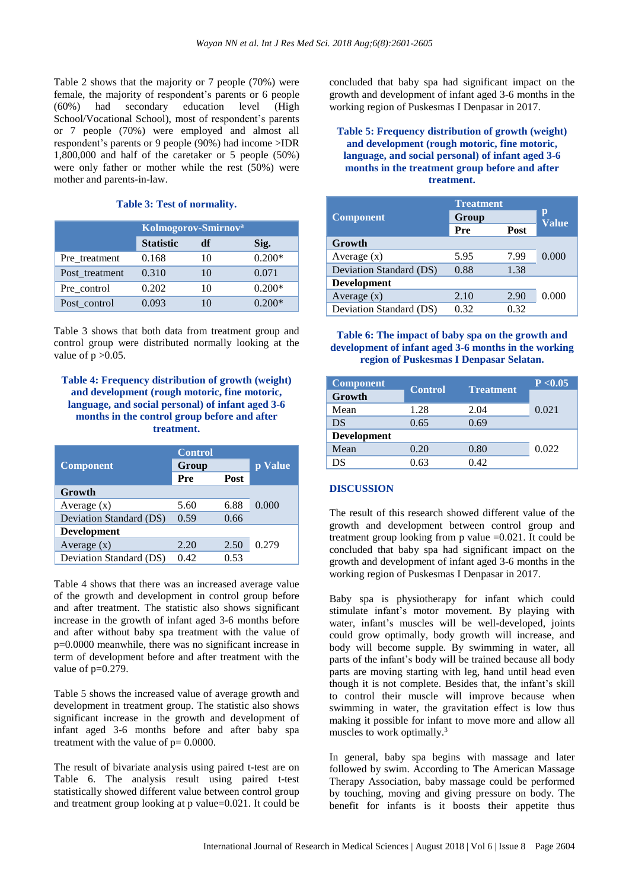Table 2 shows that the majority or 7 people (70%) were female, the majority of respondent's parents or 6 people (60%) had secondary education level (High School/Vocational School), most of respondent's parents or 7 people (70%) were employed and almost all respondent's parents or 9 people (90%) had income >IDR 1,800,000 and half of the caretaker or 5 people (50%) were only father or mother while the rest (50%) were mother and parents-in-law.

**Table 3: Test of normality.**

| | Kolmogorov-Smirnov[a] | | |
|---|---|---|---|
| | Statistic | df | Sig. |
| Pre_treatment | 0.168 | 10 | 0.200* |
| Post_treatment | 0.310 | 10 | 0.071 |
| Pre_control | 0.202 | 10 | 0.200* |
| Post_control | 0.093 | 10 | 0.200* |

Table 3 shows that both data from treatment group and control group were distributed normally looking at the value of p >0.05.

**Table 4: Frequency distribution of growth (weight) and development (rough motoric, fine motoric, language, and social personal) of infant aged 3-6 months in the control group before and after treatment.**

| Component | Control Group | | p Value |
|---|---|---|---|
| | Pre | Post | |
| **Growth** | | | |
| Average (x) | 5.60 | 6.88 | 0.000 |
| Deviation Standard (DS) | 0.59 | 0.66 | |
| **Development** | | | |
| Average (x) | 2.20 | 2.50 | 0.279 |
| Deviation Standard (DS) | 0.42 | 0.53 | |

Table 4 shows that there was an increased average value of the growth and development in control group before and after treatment. The statistic also shows significant increase in the growth of infant aged 3-6 months before and after without baby spa treatment with the value of p=0.0000 meanwhile, there was no significant increase in term of development before and after treatment with the value of p=0.279.

Table 5 shows the increased value of average growth and development in treatment group. The statistic also shows significant increase in the growth and development of infant aged 3-6 months before and after baby spa treatment with the value of p= 0.0000.

The result of bivariate analysis using paired t-test are on Table 6. The analysis result using paired t-test statistically showed different value between control group and treatment group looking at p value=0.021. It could be concluded that baby spa had significant impact on the growth and development of infant aged 3-6 months in the working region of Puskesmas I Denpasar in 2017.

**Table 5: Frequency distribution of growth (weight) and development (rough motoric, fine motoric, language, and social personal) of infant aged 3-6 months in the treatment group before and after treatment.**

| Component | Treatment Group | | p Value |
|---|---|---|---|
| | Pre | Post | |
| **Growth** | | | |
| Average (x) | 5.95 | 7.99 | 0.000 |
| Deviation Standard (DS) | 0.88 | 1.38 | |
| **Development** | | | |
| Average (x) | 2.10 | 2.90 | 0.000 |
| Deviation Standard (DS) | 0.32 | 0.32 | |

**Table 6: The impact of baby spa on the growth and development of infant aged 3-6 months in the working region of Puskesmas I Denpasar Selatan.**

| Component | Control | Treatment | P <0.05 |
|---|---|---|---|
| **Growth** | | | |
| Mean | 1.28 | 2.04 | 0.021 |
| DS | 0.65 | 0.69 | |
| **Development** | | | |
| Mean | 0.20 | 0.80 | 0.022 |
| DS | 0.63 | 0.42 | |

## DISCUSSION

The result of this research showed different value of the growth and development between control group and treatment group looking from p value =0.021. It could be concluded that baby spa had significant impact on the growth and development of infant aged 3-6 months in the working region of Puskesmas I Denpasar in 2017.

Baby spa is physiotherapy for infant which could stimulate infant's motor movement. By playing with water, infant's muscles will be well-developed, joints could grow optimally, body growth will increase, and body will become supple. By swimming in water, all parts of the infant's body will be trained because all body parts are moving starting with leg, hand until head even though it is not complete. Besides that, the infant's skill to control their muscle will improve because when swimming in water, the gravitation effect is low thus making it possible for infant to move more and allow all muscles to work optimally.[3]

In general, baby spa begins with massage and later followed by swim. According to The American Massage Therapy Association, baby massage could be performed by touching, moving and giving pressure on body. The benefit for infants is it boosts their appetite thus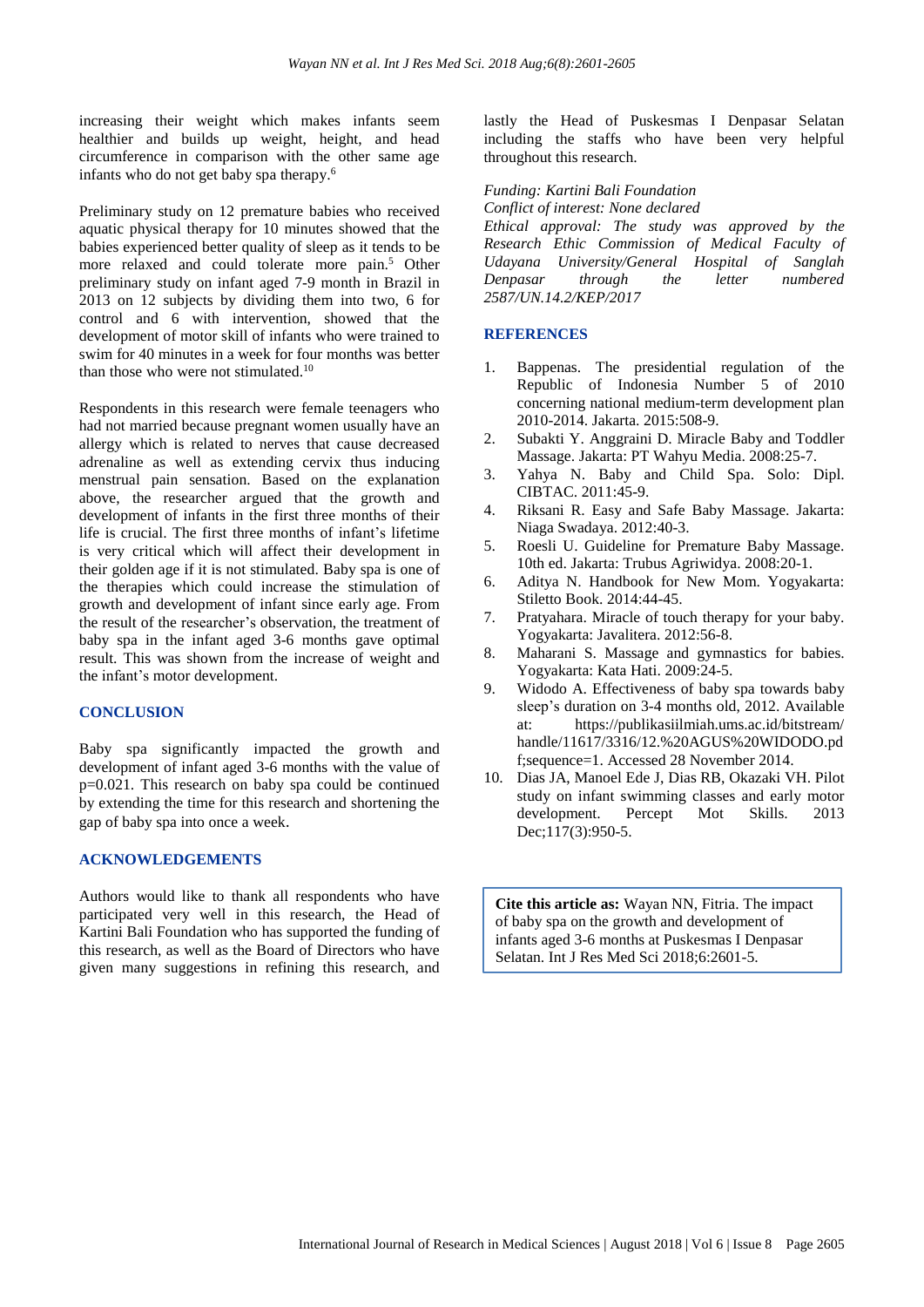increasing their weight which makes infants seem healthier and builds up weight, height, and head circumference in comparison with the other same age infants who do not get baby spa therapy.[6]

Preliminary study on 12 premature babies who received aquatic physical therapy for 10 minutes showed that the babies experienced better quality of sleep as it tends to be more relaxed and could tolerate more pain.[5] Other preliminary study on infant aged 7-9 month in Brazil in 2013 on 12 subjects by dividing them into two, 6 for control and 6 with intervention, showed that the development of motor skill of infants who were trained to swim for 40 minutes in a week for four months was better than those who were not stimulated.[10]

Respondents in this research were female teenagers who had not married because pregnant women usually have an allergy which is related to nerves that cause decreased adrenaline as well as extending cervix thus inducing menstrual pain sensation. Based on the explanation above, the researcher argued that the growth and development of infants in the first three months of their life is crucial. The first three months of infant's lifetime is very critical which will affect their development in their golden age if it is not stimulated. Baby spa is one of the therapies which could increase the stimulation of growth and development of infant since early age. From the result of the researcher's observation, the treatment of baby spa in the infant aged 3-6 months gave optimal result. This was shown from the increase of weight and the infant's motor development.

## CONCLUSION

Baby spa significantly impacted the growth and development of infant aged 3-6 months with the value of p=0.021. This research on baby spa could be continued by extending the time for this research and shortening the gap of baby spa into once a week.

## ACKNOWLEDGEMENTS

Authors would like to thank all respondents who have participated very well in this research, the Head of Kartini Bali Foundation who has supported the funding of this research, as well as the Board of Directors who have given many suggestions in refining this research, and lastly the Head of Puskesmas I Denpasar Selatan including the staffs who have been very helpful throughout this research.

*Funding: Kartini Bali Foundation*
*Conflict of interest: None declared*
*Ethical approval: The study was approved by the Research Ethic Commission of Medical Faculty of Udayana University/General Hospital of Sanglah Denpasar through the letter numbered 2587/UN.14.2/KEP/2017*

## REFERENCES

1. Bappenas. The presidential regulation of the Republic of Indonesia Number 5 of 2010 concerning national medium-term development plan 2010-2014. Jakarta. 2015:508-9.
2. Subakti Y. Anggraini D. Miracle Baby and Toddler Massage. Jakarta: PT Wahyu Media. 2008:25-7.
3. Yahya N. Baby and Child Spa. Solo: Dipl. CIBTAC. 2011:45-9.
4. Riksani R. Easy and Safe Baby Massage. Jakarta: Niaga Swadaya. 2012:40-3.
5. Roesli U. Guideline for Premature Baby Massage. 10th ed. Jakarta: Trubus Agriwidya. 2008:20-1.
6. Aditya N. Handbook for New Mom. Yogyakarta: Stiletto Book. 2014:44-45.
7. Pratyahara. Miracle of touch therapy for your baby. Yogyakarta: Javalitera. 2012:56-8.
8. Maharani S. Massage and gymnastics for babies. Yogyakarta: Kata Hati. 2009:24-5.
9. Widodo A. Effectiveness of baby spa towards baby sleep's duration on 3-4 months old, 2012. Available at: https://publikasiilmiah.ums.ac.id/bitstream/handle/11617/3316/12.%20AGUS%20WIDODO.pdf;sequence=1. Accessed 28 November 2014.
10. Dias JA, Manoel Ede J, Dias RB, Okazaki VH. Pilot study on infant swimming classes and early motor development. Percept Mot Skills. 2013 Dec;117(3):950-5.

**Cite this article as:** Wayan NN, Fitria. The impact of baby spa on the growth and development of infants aged 3-6 months at Puskesmas I Denpasar Selatan. Int J Res Med Sci 2018;6:2601-5.